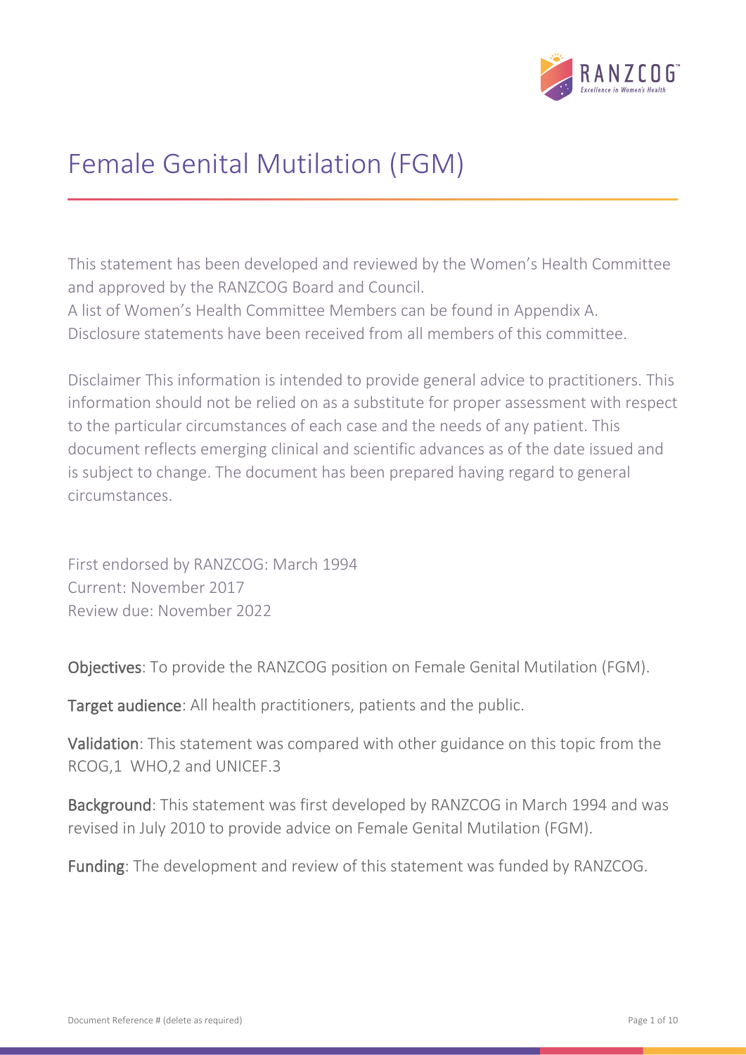# Female Genital Mutilation (FGM)

This statement has been developed and reviewed by the Women's Health Committee and approved by the RANZCOG Board and Council.
A list of Women's Health Committee Members can be found in Appendix A.
Disclosure statements have been received from all members of this committee.

Disclaimer This information is intended to provide general advice to practitioners. This information should not be relied on as a substitute for proper assessment with respect to the particular circumstances of each case and the needs of any patient. This document reflects emerging clinical and scientific advances as of the date issued and is subject to change. The document has been prepared having regard to general circumstances.

First endorsed by RANZCOG: March 1994
Current: November 2017
Review due: November 2022

**Objectives**: To provide the RANZCOG position on Female Genital Mutilation (FGM).

**Target audience**: All health practitioners, patients and the public.

**Validation**: This statement was compared with other guidance on this topic from the RCOG,[1] WHO,[2] and UNICEF.[3]

**Background**: This statement was first developed by RANZCOG in March 1994 and was revised in July 2010 to provide advice on Female Genital Mutilation (FGM).

**Funding**: The development and review of this statement was funded by RANZCOG.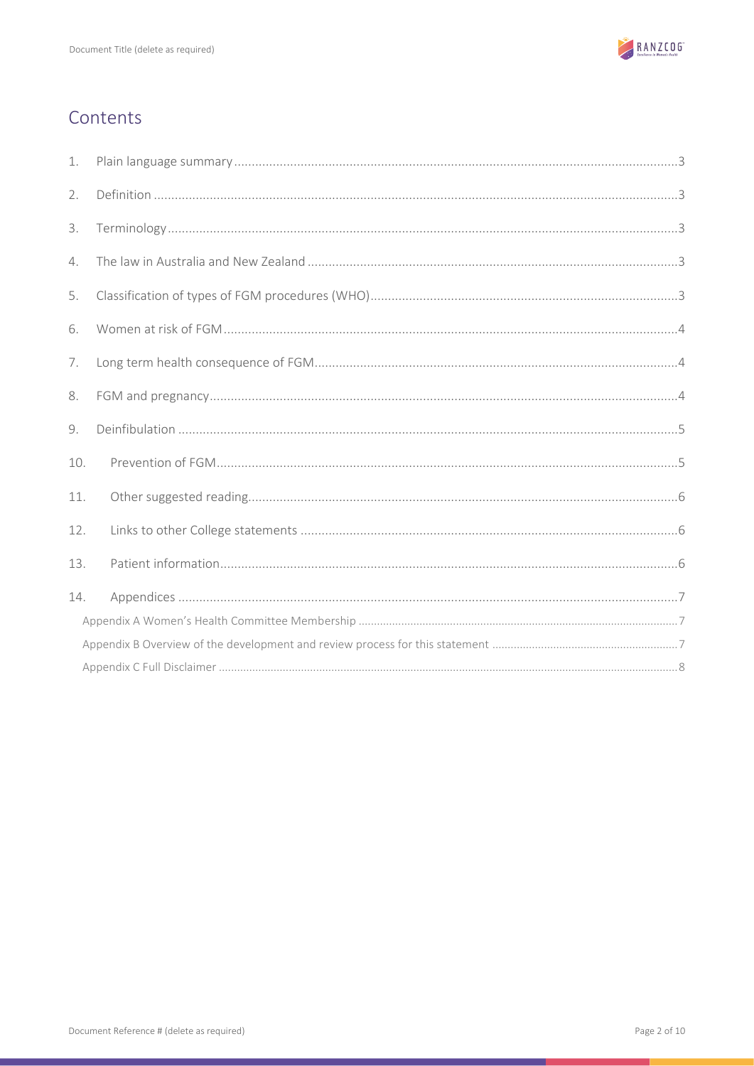## Contents

1. Plain language summary ....................3
2. Definition ....................3
3. Terminology ....................3
4. The law in Australia and New Zealand ....................3
5. Classification of types of FGM procedures (WHO) ....................3
6. Women at risk of FGM ....................4
7. Long term health consequence of FGM ....................4
8. FGM and pregnancy ....................4
9. Deinfibulation ....................5
10. Prevention of FGM ....................5
11. Other suggested reading ....................6
12. Links to other College statements ....................6
13. Patient information ....................6
14. Appendices ....................7
    - Appendix A Women's Health Committee Membership ....................7
    - Appendix B Overview of the development and review process for this statement ....................7
    - Appendix C Full Disclaimer ....................8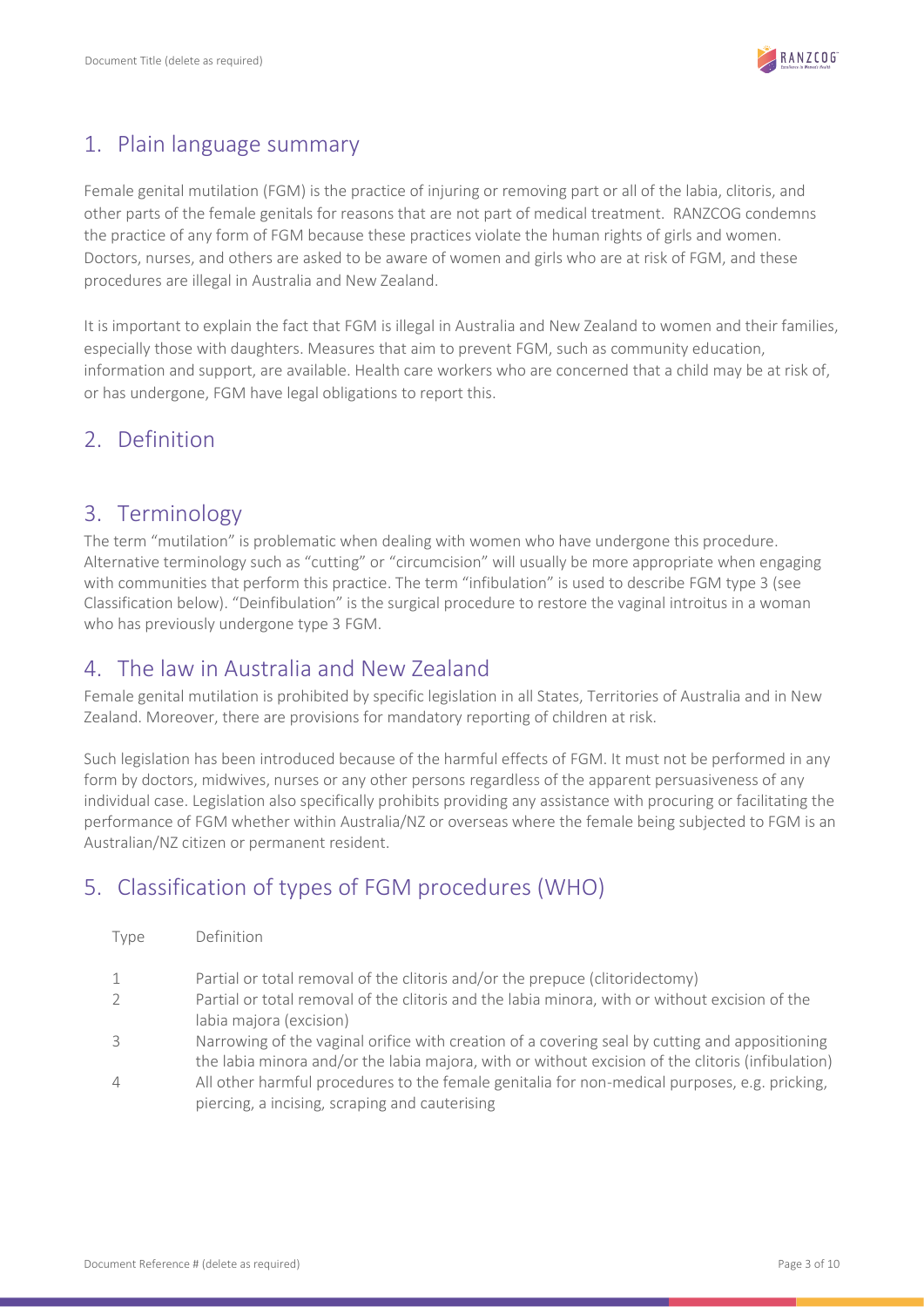## 1. Plain language summary

Female genital mutilation (FGM) is the practice of injuring or removing part or all of the labia, clitoris, and other parts of the female genitals for reasons that are not part of medical treatment. RANZCOG condemns the practice of any form of FGM because these practices violate the human rights of girls and women. Doctors, nurses, and others are asked to be aware of women and girls who are at risk of FGM, and these procedures are illegal in Australia and New Zealand.

It is important to explain the fact that FGM is illegal in Australia and New Zealand to women and their families, especially those with daughters. Measures that aim to prevent FGM, such as community education, information and support, are available. Health care workers who are concerned that a child may be at risk of, or has undergone, FGM have legal obligations to report this.

## 2. Definition

## 3. Terminology

The term "mutilation" is problematic when dealing with women who have undergone this procedure. Alternative terminology such as "cutting" or "circumcision" will usually be more appropriate when engaging with communities that perform this practice. The term "infibulation" is used to describe FGM type 3 (see Classification below). "Deinfibulation" is the surgical procedure to restore the vaginal introitus in a woman who has previously undergone type 3 FGM.

## 4. The law in Australia and New Zealand

Female genital mutilation is prohibited by specific legislation in all States, Territories of Australia and in New Zealand. Moreover, there are provisions for mandatory reporting of children at risk.

Such legislation has been introduced because of the harmful effects of FGM. It must not be performed in any form by doctors, midwives, nurses or any other persons regardless of the apparent persuasiveness of any individual case. Legislation also specifically prohibits providing any assistance with procuring or facilitating the performance of FGM whether within Australia/NZ or overseas where the female being subjected to FGM is an Australian/NZ citizen or permanent resident.

## 5. Classification of types of FGM procedures (WHO)

| Type | Definition |
|---|---|
| 1 | Partial or total removal of the clitoris and/or the prepuce (clitoridectomy) |
| 2 | Partial or total removal of the clitoris and the labia minora, with or without excision of the labia majora (excision) |
| 3 | Narrowing of the vaginal orifice with creation of a covering seal by cutting and appositioning the labia minora and/or the labia majora, with or without excision of the clitoris (infibulation) |
| 4 | All other harmful procedures to the female genitalia for non-medical purposes, e.g. pricking, piercing, a incising, scraping and cauterising |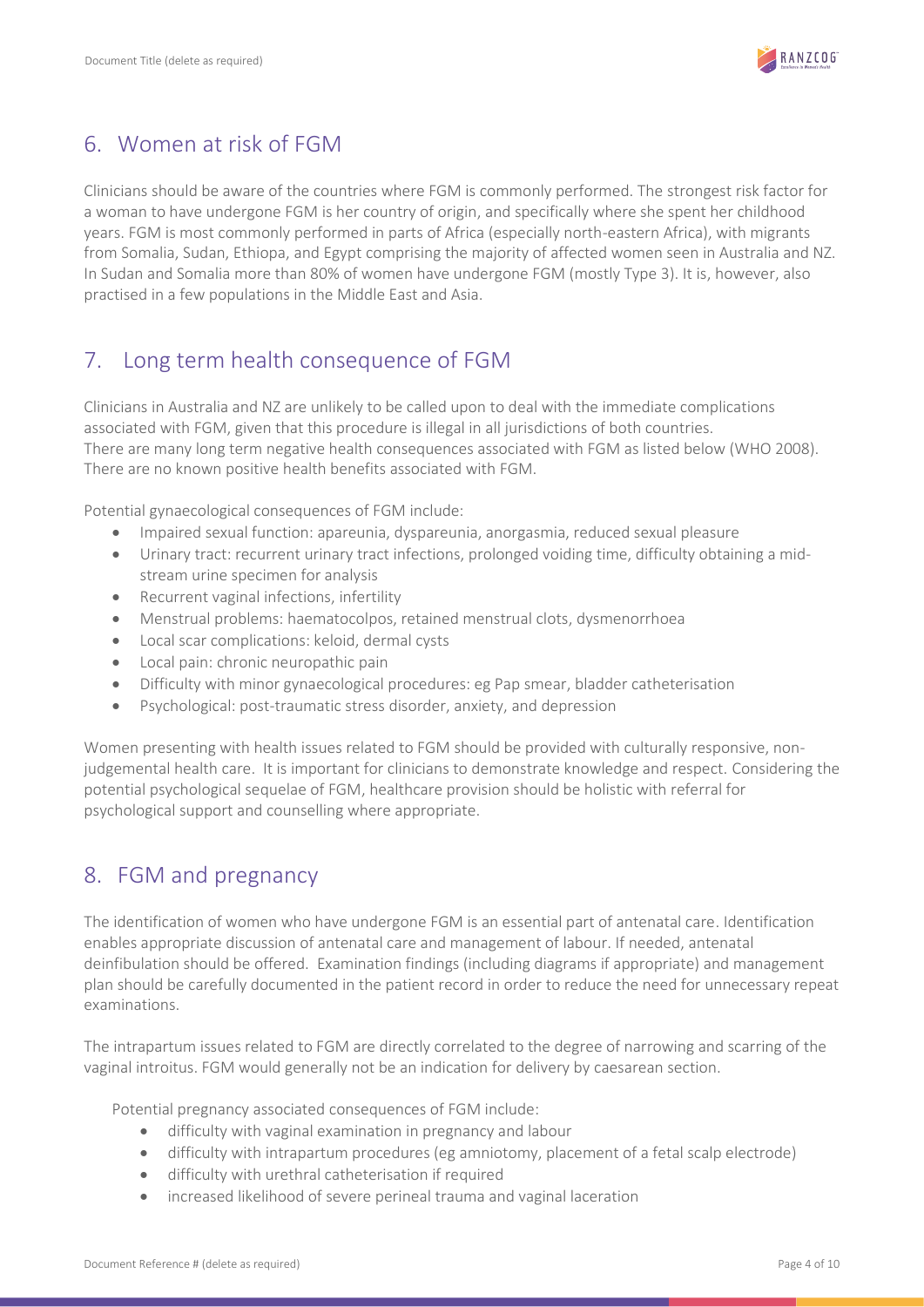## 6. Women at risk of FGM

Clinicians should be aware of the countries where FGM is commonly performed. The strongest risk factor for a woman to have undergone FGM is her country of origin, and specifically where she spent her childhood years. FGM is most commonly performed in parts of Africa (especially north-eastern Africa), with migrants from Somalia, Sudan, Ethiopa, and Egypt comprising the majority of affected women seen in Australia and NZ. In Sudan and Somalia more than 80% of women have undergone FGM (mostly Type 3). It is, however, also practised in a few populations in the Middle East and Asia.

## 7. Long term health consequence of FGM

Clinicians in Australia and NZ are unlikely to be called upon to deal with the immediate complications associated with FGM, given that this procedure is illegal in all jurisdictions of both countries.
There are many long term negative health consequences associated with FGM as listed below (WHO 2008). There are no known positive health benefits associated with FGM.

Potential gynaecological consequences of FGM include:

- Impaired sexual function: apareunia, dyspareunia, anorgasmia, reduced sexual pleasure
- Urinary tract: recurrent urinary tract infections, prolonged voiding time, difficulty obtaining a mid-stream urine specimen for analysis
- Recurrent vaginal infections, infertility
- Menstrual problems: haematocolpos, retained menstrual clots, dysmenorrhoea
- Local scar complications: keloid, dermal cysts
- Local pain: chronic neuropathic pain
- Difficulty with minor gynaecological procedures: eg Pap smear, bladder catheterisation
- Psychological: post-traumatic stress disorder, anxiety, and depression

Women presenting with health issues related to FGM should be provided with culturally responsive, non-judgemental health care. It is important for clinicians to demonstrate knowledge and respect. Considering the potential psychological sequelae of FGM, healthcare provision should be holistic with referral for psychological support and counselling where appropriate.

## 8. FGM and pregnancy

The identification of women who have undergone FGM is an essential part of antenatal care. Identification enables appropriate discussion of antenatal care and management of labour. If needed, antenatal deinfibulation should be offered. Examination findings (including diagrams if appropriate) and management plan should be carefully documented in the patient record in order to reduce the need for unnecessary repeat examinations.

The intrapartum issues related to FGM are directly correlated to the degree of narrowing and scarring of the vaginal introitus. FGM would generally not be an indication for delivery by caesarean section.

Potential pregnancy associated consequences of FGM include:

- difficulty with vaginal examination in pregnancy and labour
- difficulty with intrapartum procedures (eg amniotomy, placement of a fetal scalp electrode)
- difficulty with urethral catheterisation if required
- increased likelihood of severe perineal trauma and vaginal laceration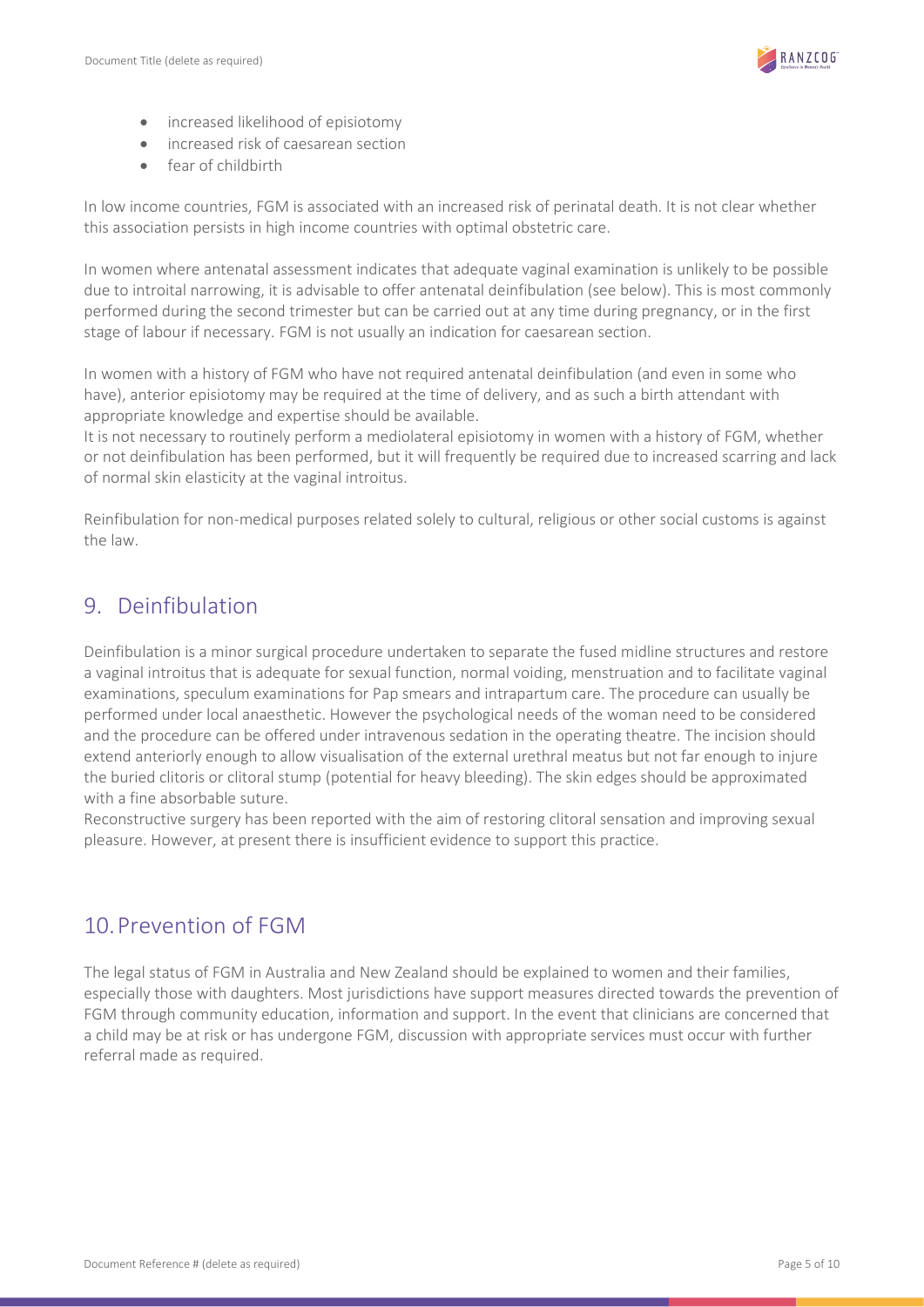- increased likelihood of episiotomy
- increased risk of caesarean section
- fear of childbirth

In low income countries, FGM is associated with an increased risk of perinatal death. It is not clear whether this association persists in high income countries with optimal obstetric care.

In women where antenatal assessment indicates that adequate vaginal examination is unlikely to be possible due to introital narrowing, it is advisable to offer antenatal deinfibulation (see below). This is most commonly performed during the second trimester but can be carried out at any time during pregnancy, or in the first stage of labour if necessary. FGM is not usually an indication for caesarean section.

In women with a history of FGM who have not required antenatal deinfibulation (and even in some who have), anterior episiotomy may be required at the time of delivery, and as such a birth attendant with appropriate knowledge and expertise should be available.
It is not necessary to routinely perform a mediolateral episiotomy in women with a history of FGM, whether or not deinfibulation has been performed, but it will frequently be required due to increased scarring and lack of normal skin elasticity at the vaginal introitus.

Reinfibulation for non-medical purposes related solely to cultural, religious or other social customs is against the law.

## 9. Deinfibulation

Deinfibulation is a minor surgical procedure undertaken to separate the fused midline structures and restore a vaginal introitus that is adequate for sexual function, normal voiding, menstruation and to facilitate vaginal examinations, speculum examinations for Pap smears and intrapartum care. The procedure can usually be performed under local anaesthetic. However the psychological needs of the woman need to be considered and the procedure can be offered under intravenous sedation in the operating theatre. The incision should extend anteriorly enough to allow visualisation of the external urethral meatus but not far enough to injure the buried clitoris or clitoral stump (potential for heavy bleeding). The skin edges should be approximated with a fine absorbable suture.
Reconstructive surgery has been reported with the aim of restoring clitoral sensation and improving sexual pleasure. However, at present there is insufficient evidence to support this practice.

## 10. Prevention of FGM

The legal status of FGM in Australia and New Zealand should be explained to women and their families, especially those with daughters. Most jurisdictions have support measures directed towards the prevention of FGM through community education, information and support. In the event that clinicians are concerned that a child may be at risk or has undergone FGM, discussion with appropriate services must occur with further referral made as required.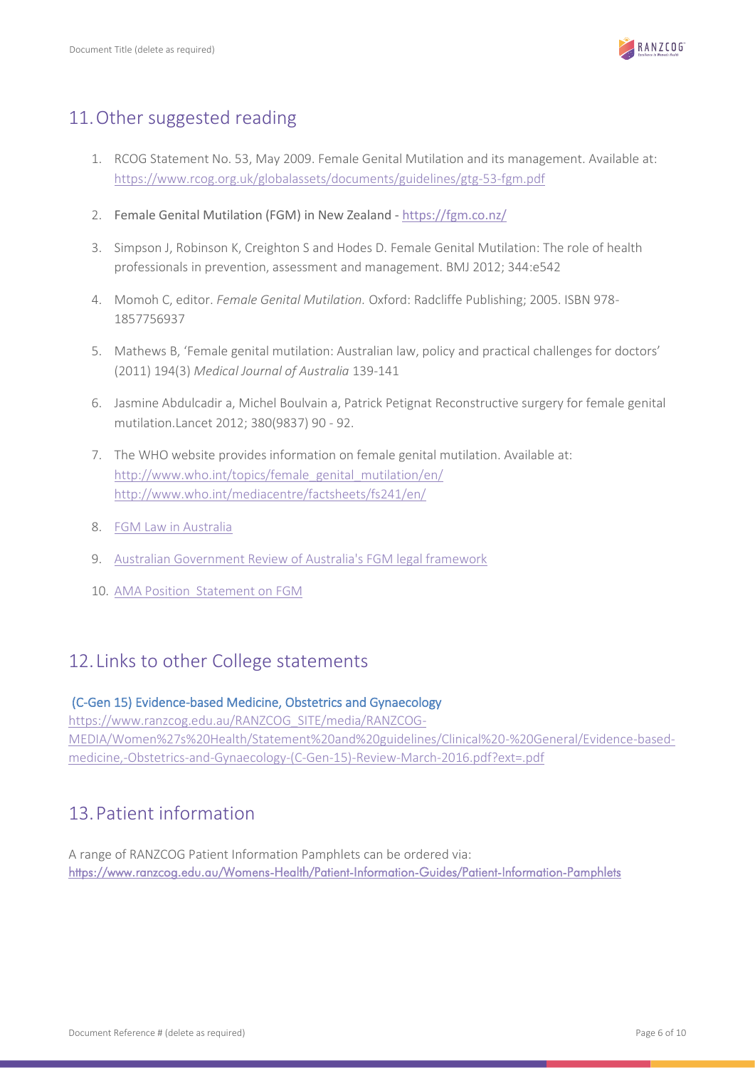## 11. Other suggested reading

1. RCOG Statement No. 53, May 2009. Female Genital Mutilation and its management. Available at: https://www.rcog.org.uk/globalassets/documents/guidelines/gtg-53-fgm.pdf
2. Female Genital Mutilation (FGM) in New Zealand - https://fgm.co.nz/
3. Simpson J, Robinson K, Creighton S and Hodes D. Female Genital Mutilation: The role of health professionals in prevention, assessment and management. BMJ 2012; 344:e542
4. Momoh C, editor. *Female Genital Mutilation.* Oxford: Radcliffe Publishing; 2005. ISBN 978-1857756937
5. Mathews B, 'Female genital mutilation: Australian law, policy and practical challenges for doctors' (2011) 194(3) *Medical Journal of Australia* 139-141
6. Jasmine Abdulcadir a, Michel Boulvain a, Patrick Petignat Reconstructive surgery for female genital mutilation.Lancet 2012; 380(9837) 90 - 92.
7. The WHO website provides information on female genital mutilation. Available at: http://www.who.int/topics/female_genital_mutilation/en/ http://www.who.int/mediacentre/factsheets/fs241/en/
8. FGM Law in Australia
9. Australian Government Review of Australia's FGM legal framework
10. AMA Position Statement on FGM

## 12. Links to other College statements

**(C-Gen 15) Evidence-based Medicine, Obstetrics and Gynaecology**

https://www.ranzcog.edu.au/RANZCOG_SITE/media/RANZCOG-MEDIA/Women%27s%20Health/Statement%20and%20guidelines/Clinical%20-%20General/Evidence-based-medicine,-Obstetrics-and-Gynaecology-(C-Gen-15)-Review-March-2016.pdf?ext=.pdf

## 13. Patient information

A range of RANZCOG Patient Information Pamphlets can be ordered via:
https://www.ranzcog.edu.au/Womens-Health/Patient-Information-Guides/Patient-Information-Pamphlets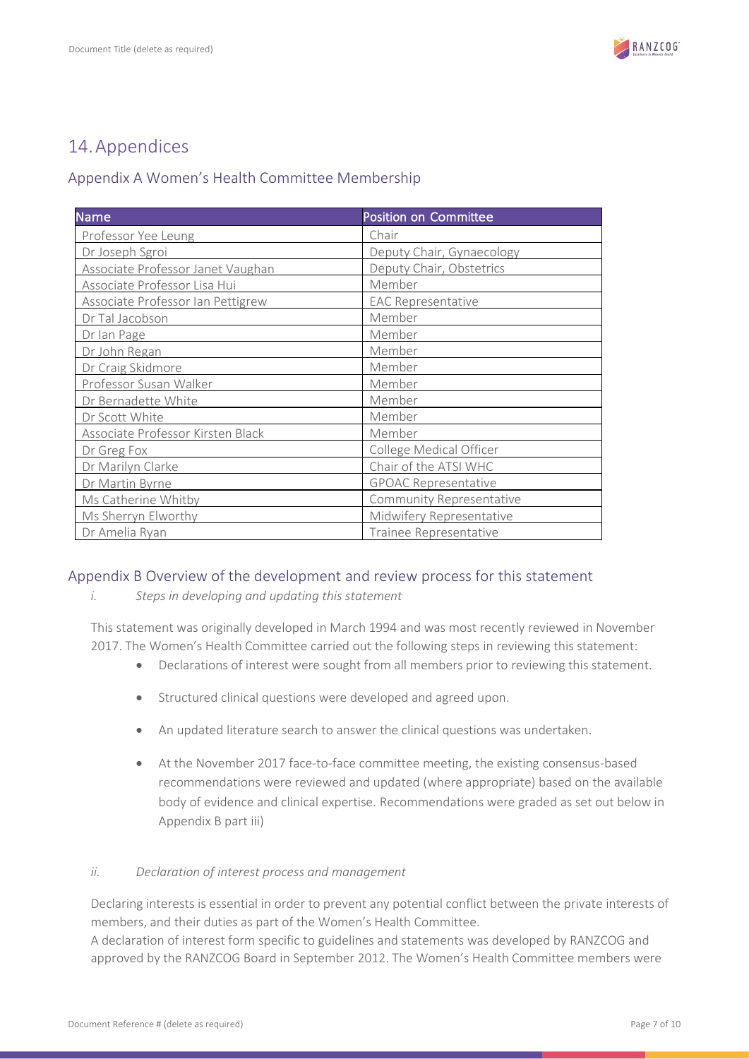## 14. Appendices

### Appendix A Women's Health Committee Membership

| Name | Position on Committee |
|---|---|
| Professor Yee Leung | Chair |
| Dr Joseph Sgroi | Deputy Chair, Gynaecology |
| Associate Professor Janet Vaughan | Deputy Chair, Obstetrics |
| Associate Professor Lisa Hui | Member |
| Associate Professor Ian Pettigrew | EAC Representative |
| Dr Tal Jacobson | Member |
| Dr Ian Page | Member |
| Dr John Regan | Member |
| Dr Craig Skidmore | Member |
| Professor Susan Walker | Member |
| Dr Bernadette White | Member |
| Dr Scott White | Member |
| Associate Professor Kirsten Black | Member |
| Dr Greg Fox | College Medical Officer |
| Dr Marilyn Clarke | Chair of the ATSI WHC |
| Dr Martin Byrne | GPOAC Representative |
| Ms Catherine Whitby | Community Representative |
| Ms Sherryn Elworthy | Midwifery Representative |
| Dr Amelia Ryan | Trainee Representative |

### Appendix B Overview of the development and review process for this statement

*i. Steps in developing and updating this statement*

This statement was originally developed in March 1994 and was most recently reviewed in November 2017. The Women's Health Committee carried out the following steps in reviewing this statement:

- Declarations of interest were sought from all members prior to reviewing this statement.
- Structured clinical questions were developed and agreed upon.
- An updated literature search to answer the clinical questions was undertaken.
- At the November 2017 face-to-face committee meeting, the existing consensus-based recommendations were reviewed and updated (where appropriate) based on the available body of evidence and clinical expertise. Recommendations were graded as set out below in Appendix B part iii)

*ii. Declaration of interest process and management*

Declaring interests is essential in order to prevent any potential conflict between the private interests of members, and their duties as part of the Women's Health Committee.

A declaration of interest form specific to guidelines and statements was developed by RANZCOG and approved by the RANZCOG Board in September 2012. The Women's Health Committee members were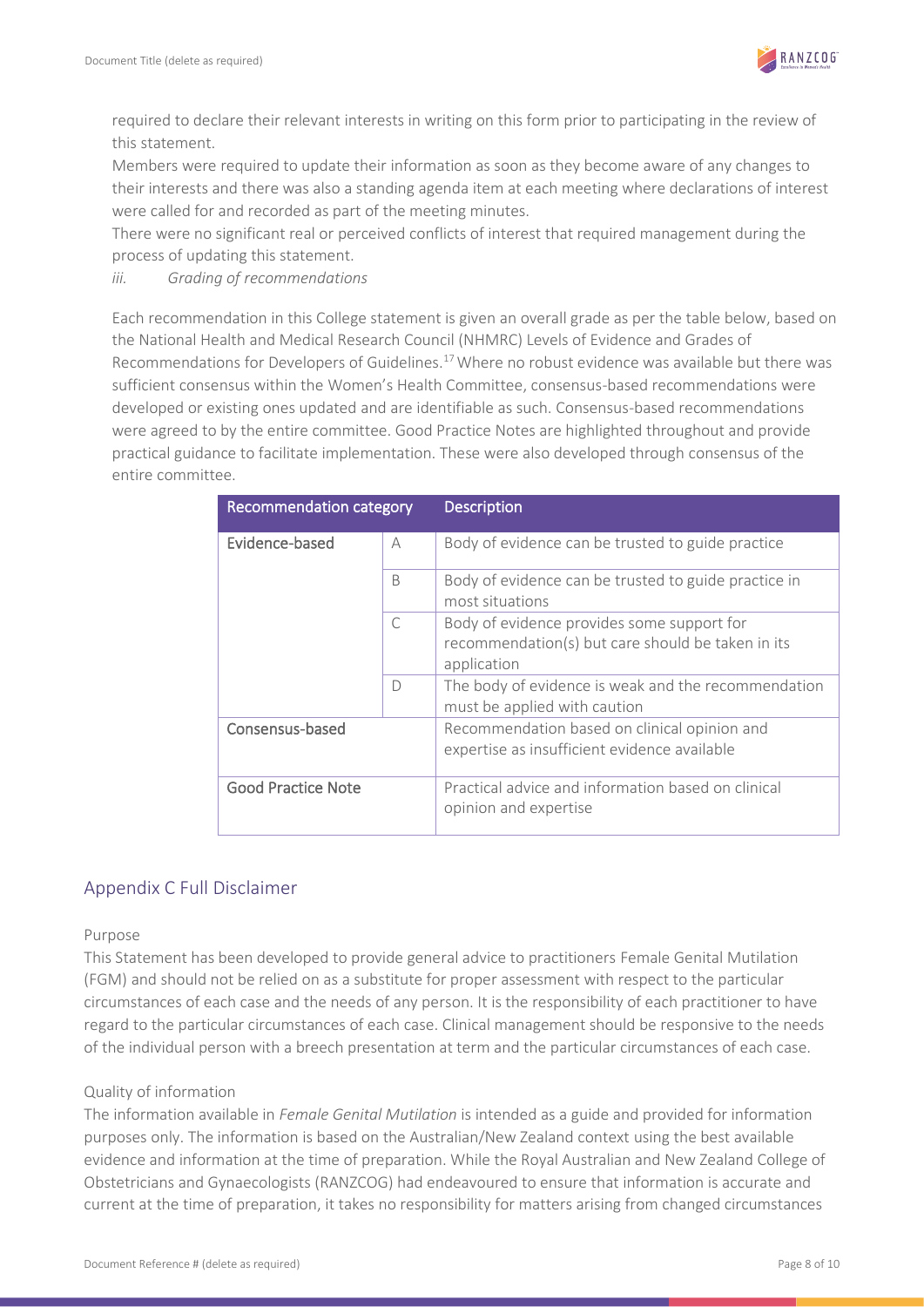required to declare their relevant interests in writing on this form prior to participating in the review of this statement.

Members were required to update their information as soon as they become aware of any changes to their interests and there was also a standing agenda item at each meeting where declarations of interest were called for and recorded as part of the meeting minutes.

There were no significant real or perceived conflicts of interest that required management during the process of updating this statement.

*iii. Grading of recommendations*

Each recommendation in this College statement is given an overall grade as per the table below, based on the National Health and Medical Research Council (NHMRC) Levels of Evidence and Grades of Recommendations for Developers of Guidelines.[17] Where no robust evidence was available but there was sufficient consensus within the Women's Health Committee, consensus-based recommendations were developed or existing ones updated and are identifiable as such. Consensus-based recommendations were agreed to by the entire committee. Good Practice Notes are highlighted throughout and provide practical guidance to facilitate implementation. These were also developed through consensus of the entire committee.

| Recommendation category | | Description |
|---|---|---|
| Evidence-based | A | Body of evidence can be trusted to guide practice |
| | B | Body of evidence can be trusted to guide practice in most situations |
| | C | Body of evidence provides some support for recommendation(s) but care should be taken in its application |
| | D | The body of evidence is weak and the recommendation must be applied with caution |
| Consensus-based | | Recommendation based on clinical opinion and expertise as insufficient evidence available |
| Good Practice Note | | Practical advice and information based on clinical opinion and expertise |

## Appendix C Full Disclaimer

### Purpose

This Statement has been developed to provide general advice to practitioners Female Genital Mutilation (FGM) and should not be relied on as a substitute for proper assessment with respect to the particular circumstances of each case and the needs of any person. It is the responsibility of each practitioner to have regard to the particular circumstances of each case. Clinical management should be responsive to the needs of the individual person with a breech presentation at term and the particular circumstances of each case.

### Quality of information

The information available in *Female Genital Mutilation* is intended as a guide and provided for information purposes only. The information is based on the Australian/New Zealand context using the best available evidence and information at the time of preparation. While the Royal Australian and New Zealand College of Obstetricians and Gynaecologists (RANZCOG) had endeavoured to ensure that information is accurate and current at the time of preparation, it takes no responsibility for matters arising from changed circumstances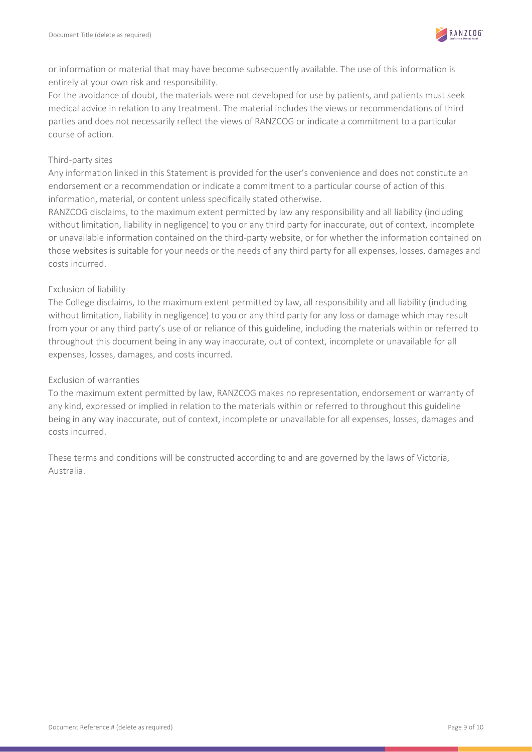or information or material that may have become subsequently available. The use of this information is entirely at your own risk and responsibility.

For the avoidance of doubt, the materials were not developed for use by patients, and patients must seek medical advice in relation to any treatment. The material includes the views or recommendations of third parties and does not necessarily reflect the views of RANZCOG or indicate a commitment to a particular course of action.

### Third-party sites

Any information linked in this Statement is provided for the user's convenience and does not constitute an endorsement or a recommendation or indicate a commitment to a particular course of action of this information, material, or content unless specifically stated otherwise.

RANZCOG disclaims, to the maximum extent permitted by law any responsibility and all liability (including without limitation, liability in negligence) to you or any third party for inaccurate, out of context, incomplete or unavailable information contained on the third-party website, or for whether the information contained on those websites is suitable for your needs or the needs of any third party for all expenses, losses, damages and costs incurred.

### Exclusion of liability

The College disclaims, to the maximum extent permitted by law, all responsibility and all liability (including without limitation, liability in negligence) to you or any third party for any loss or damage which may result from your or any third party's use of or reliance of this guideline, including the materials within or referred to throughout this document being in any way inaccurate, out of context, incomplete or unavailable for all expenses, losses, damages, and costs incurred.

### Exclusion of warranties

To the maximum extent permitted by law, RANZCOG makes no representation, endorsement or warranty of any kind, expressed or implied in relation to the materials within or referred to throughout this guideline being in any way inaccurate, out of context, incomplete or unavailable for all expenses, losses, damages and costs incurred.

These terms and conditions will be constructed according to and are governed by the laws of Victoria, Australia.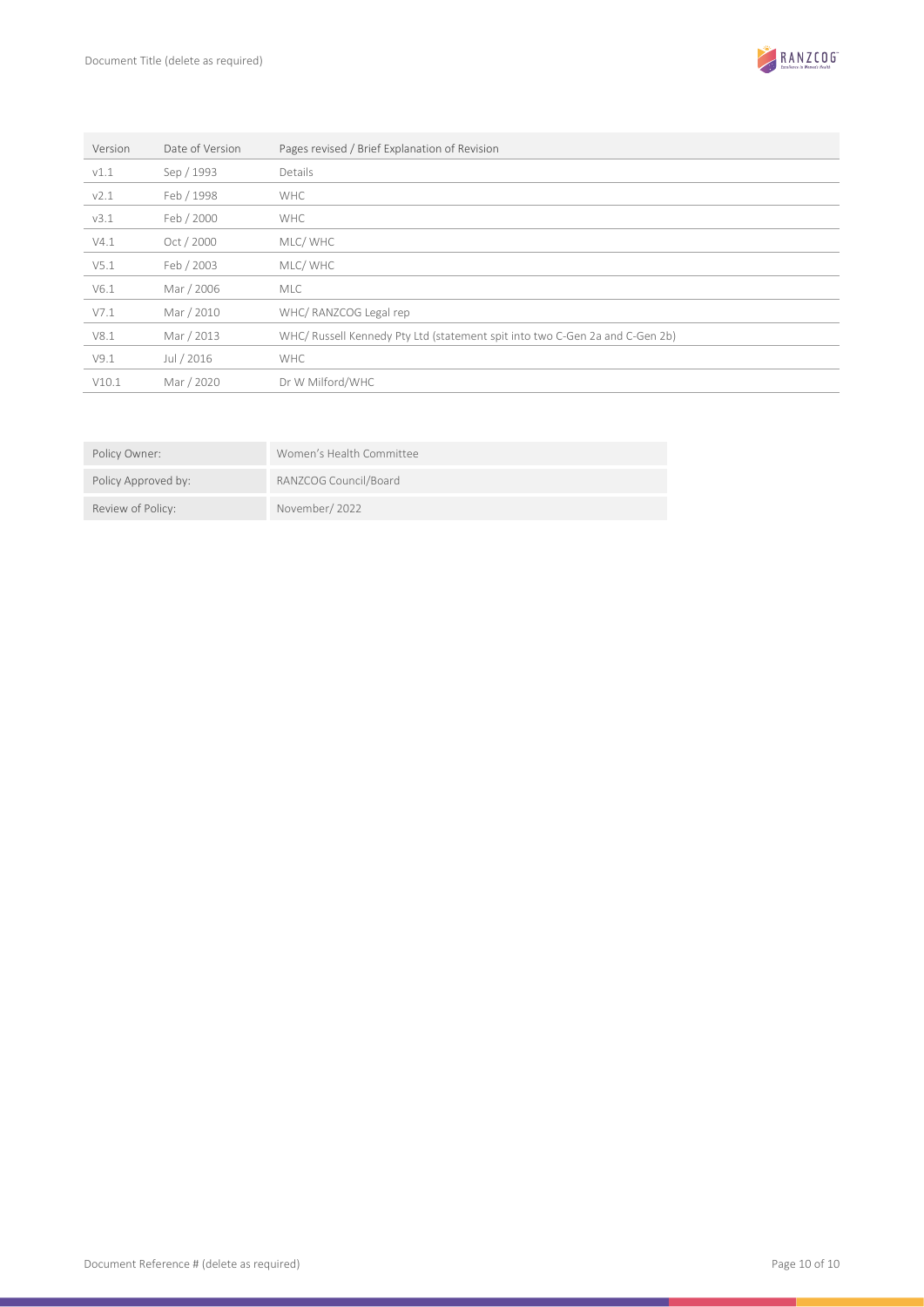| Version | Date of Version | Pages revised / Brief Explanation of Revision |
|---|---|---|
| v1.1 | Sep / 1993 | Details |
| v2.1 | Feb / 1998 | WHC |
| v3.1 | Feb / 2000 | WHC |
| V4.1 | Oct / 2000 | MLC/ WHC |
| V5.1 | Feb / 2003 | MLC/ WHC |
| V6.1 | Mar / 2006 | MLC |
| V7.1 | Mar / 2010 | WHC/ RANZCOG Legal rep |
| V8.1 | Mar / 2013 | WHC/ Russell Kennedy Pty Ltd (statement spit into two C-Gen 2a and C-Gen 2b) |
| V9.1 | Jul / 2016 | WHC |
| V10.1 | Mar / 2020 | Dr W Milford/WHC |

| | |
|---|---|
| Policy Owner: | Women's Health Committee |
| Policy Approved by: | RANZCOG Council/Board |
| Review of Policy: | November/ 2022 |